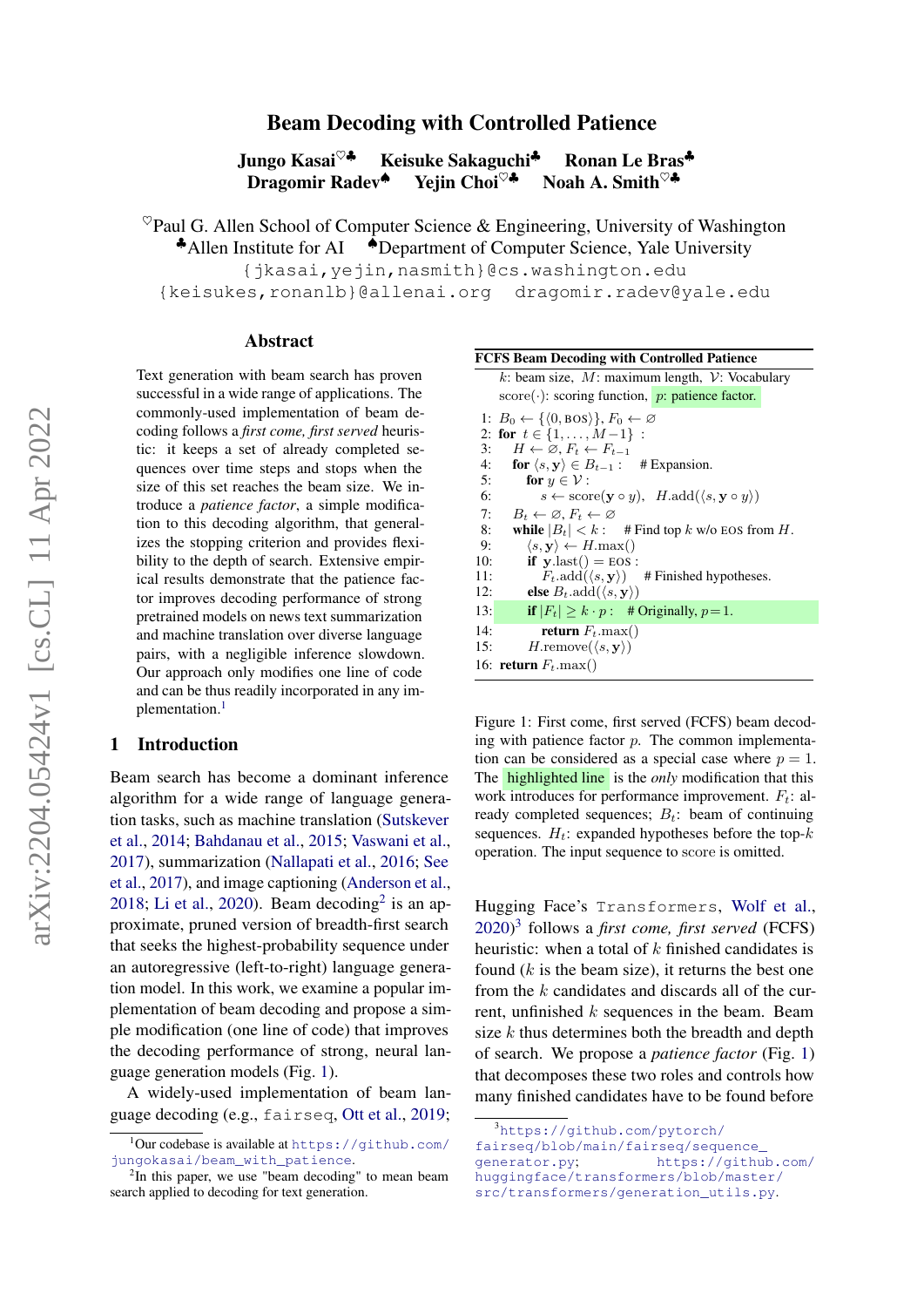# Beam Decoding with Controlled Patience

**Jungo Kasai**[♡♣] **Keisuke Sakaguchi**[♣] **Ronan Le Bras**[♣]
**Dragomir Radev**[♠] **Yejin Choi**[♡♣] **Noah A. Smith**[♡♣]

[♡]Paul G. Allen School of Computer Science & Engineering, University of Washington
[♣]Allen Institute for AI [♠]Department of Computer Science, Yale University
{jkasai,yejin,nasmith}@cs.washington.edu
{keisukes,ronanlb}@allenai.org dragomir.radev@yale.edu

## Abstract

Text generation with beam search has proven successful in a wide range of applications. The commonly-used implementation of beam decoding follows a *first come, first served* heuristic: it keeps a set of already completed sequences over time steps and stops when the size of this set reaches the beam size. We introduce a *patience factor*, a simple modification to this decoding algorithm, that generalizes the stopping criterion and provides flexibility to the depth of search. Extensive empirical results demonstrate that the patience factor improves decoding performance of strong pretrained models on news text summarization and machine translation over diverse language pairs, with a negligible inference slowdown. Our approach only modifies one line of code and can be thus readily incorporated in any implementation.[1]

## 1 Introduction

Beam search has become a dominant inference algorithm for a wide range of language generation tasks, such as machine translation (Sutskever et al., 2014; Bahdanau et al., 2015; Vaswani et al., 2017), summarization (Nallapati et al., 2016; See et al., 2017), and image captioning (Anderson et al., 2018; Li et al., 2020). Beam decoding[2] is an approximate, pruned version of breadth-first search that seeks the highest-probability sequence under an autoregressive (left-to-right) language generation model. In this work, we examine a popular implementation of beam decoding and propose a simple modification (one line of code) that improves the decoding performance of strong, neural language generation models (Fig. 1).

A widely-used implementation of beam language decoding (e.g., fairseq, Ott et al., 2019; Hugging Face's Transformers, Wolf et al., 2020)[3] follows a *first come, first served* (FCFS) heuristic: when a total of $k$ finished candidates is found ($k$ is the beam size), it returns the best one from the $k$ candidates and discards all of the current, unfinished $k$ sequences in the beam. Beam size $k$ thus determines both the breadth and depth of search. We propose a *patience factor* (Fig. 1) that decomposes these two roles and controls how many finished candidates have to be found before

**FCFS Beam Decoding with Controlled Patience**

$k$: beam size, $M$: maximum length, $\mathcal{V}$: Vocabulary
score($\cdot$): scoring function, $p$: patience factor.

```
1:  B_0 ← {⟨0, BOS⟩}, F_0 ← ∅
2:  for t ∈ {1, ..., M−1} :
3:    H ← ∅, F_t ← F_{t−1}
4:    for ⟨s, y⟩ ∈ B_{t−1} :      # Expansion.
5:      for y ∈ V :
6:        s ← score(y ∘ y),  H.add(⟨s, y ∘ y⟩)
7:    B_t ← ∅, F_t ← ∅
8:    while |B_t| < k :      # Find top k w/o EOS from H.
9:      ⟨s, y⟩ ← H.max()
10:     if y.last() = EOS :
11:       F_t.add(⟨s, y⟩)      # Finished hypotheses.
12:     else B_t.add(⟨s, y⟩)
13:     if |F_t| ≥ k · p :   # Originally, p = 1.
14:       return F_t.max()
15:     H.remove(⟨s, y⟩)
16: return F_t.max()
```

Figure 1: First come, first served (FCFS) beam decoding with patience factor $p$. The common implementation can be considered as a special case where $p = 1$. The highlighted line is the *only* modification that this work introduces for performance improvement. $F_t$: already completed sequences; $B_t$: beam of continuing sequences. $H_t$: expanded hypotheses before the top-$k$ operation. The input sequence to score is omitted.

---

[1] Our codebase is available at https://github.com/jungokasai/beam_with_patience.

[2] In this paper, we use "beam decoding" to mean beam search applied to decoding for text generation.

[3] https://github.com/pytorch/fairseq/blob/main/fairseq/sequence_generator.py; https://github.com/huggingface/transformers/blob/master/src/transformers/generation_utils.py.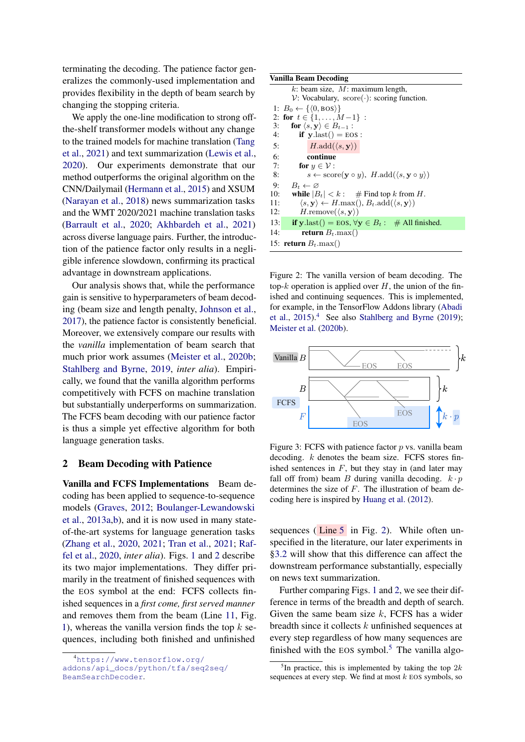terminating the decoding. The patience factor generalizes the commonly-used implementation and provides flexibility in the depth of beam search by changing the stopping criteria.

We apply the one-line modification to strong off-the-shelf transformer models without any change to the trained models for machine translation (Tang et al., 2021) and text summarization (Lewis et al., 2020). Our experiments demonstrate that our method outperforms the original algorithm on the CNN/Dailymail (Hermann et al., 2015) and XSUM (Narayan et al., 2018) news summarization tasks and the WMT 2020/2021 machine translation tasks (Barrault et al., 2020; Akhbardeh et al., 2021) across diverse language pairs. Further, the introduction of the patience factor only results in a negligible inference slowdown, confirming its practical advantage in downstream applications.

Our analysis shows that, while the performance gain is sensitive to hyperparameters of beam decoding (beam size and length penalty, Johnson et al., 2017), the patience factor is consistently beneficial. Moreover, we extensively compare our results with the *vanilla* implementation of beam search that much prior work assumes (Meister et al., 2020b; Stahlberg and Byrne, 2019, *inter alia*). Empirically, we found that the vanilla algorithm performs competitively with FCFS on machine translation but substantially underperforms on summarization. The FCFS beam decoding with our patience factor is thus a simple yet effective algorithm for both language generation tasks.

## 2 Beam Decoding with Patience

**Vanilla and FCFS Implementations** Beam decoding has been applied to sequence-to-sequence models (Graves, 2012; Boulanger-Lewandowski et al., 2013a,b), and it is now used in many state-of-the-art systems for language generation tasks (Zhang et al., 2020, 2021; Tran et al., 2021; Raffel et al., 2020, *inter alia*). Figs. 1 and 2 describe its two major implementations. They differ primarily in the treatment of finished sequences with the EOS symbol at the end: FCFS collects finished sequences in a *first come, first served manner* and removes them from the beam (Line 11, Fig. 1), whereas the vanilla version finds the top $k$ sequences, including both finished and unfinished sequences (Line 5 in Fig. 2). While often unspecified in the literature, our later experiments in §3.2 will show that this difference can affect the downstream performance substantially, especially on news text summarization.

**Vanilla Beam Decoding**

$k$: beam size, $M$: maximum length,
$\mathcal{V}$: Vocabulary, score($\cdot$): scoring function.

```
1:  B_0 ← {⟨0, BOS⟩}
2:  for t ∈ {1, ..., M−1} :
3:      for ⟨s, y⟩ ∈ B_{t−1} :
4:          if y.last() = EOS :
5:              H.add(⟨s, y⟩)
6:              continue
7:          for y ∈ V :
8:              s ← score(y ∘ y),  H.add(⟨s, y ∘ y⟩)
9:      B_t ← ∅
10:     while |B_t| < k :    # Find top k from H.
11:         ⟨s, y⟩ ← H.max(), B_t.add(⟨s, y⟩)
12:         H.remove(⟨s, y⟩)
13:     if y.last() = EOS, ∀y ∈ B_t :   # All finished.
14:         return B_t.max()
15: return B_t.max()
```

Figure 2: The vanilla version of beam decoding. The top-$k$ operation is applied over $H$, the union of the finished and continuing sequences. This is implemented, for example, in the TensorFlow Addons library (Abadi et al., 2015).[4] See also Stahlberg and Byrne (2019); Meister et al. (2020b).

Figure 3: FCFS with patience factor $p$ vs. vanilla beam decoding. $k$ denotes the beam size. FCFS stores finished sentences in $F$, but they stay in (and later may fall off from) beam $B$ during vanilla decoding. $k \cdot p$ determines the size of $F$. The illustration of beam decoding here is inspired by Huang et al. (2012).

Further comparing Figs. 1 and 2, we see their difference in terms of the breadth and depth of search. Given the same beam size $k$, FCFS has a wider breadth since it collects $k$ unfinished sequences at every step regardless of how many sequences are finished with the EOS symbol.[5] The vanilla algo-

[4] https://www.tensorflow.org/addons/api_docs/python/tfa/seq2seq/BeamSearchDecoder.

[5] In practice, this is implemented by taking the top $2k$ sequences at every step. We find at most $k$ EOS symbols, so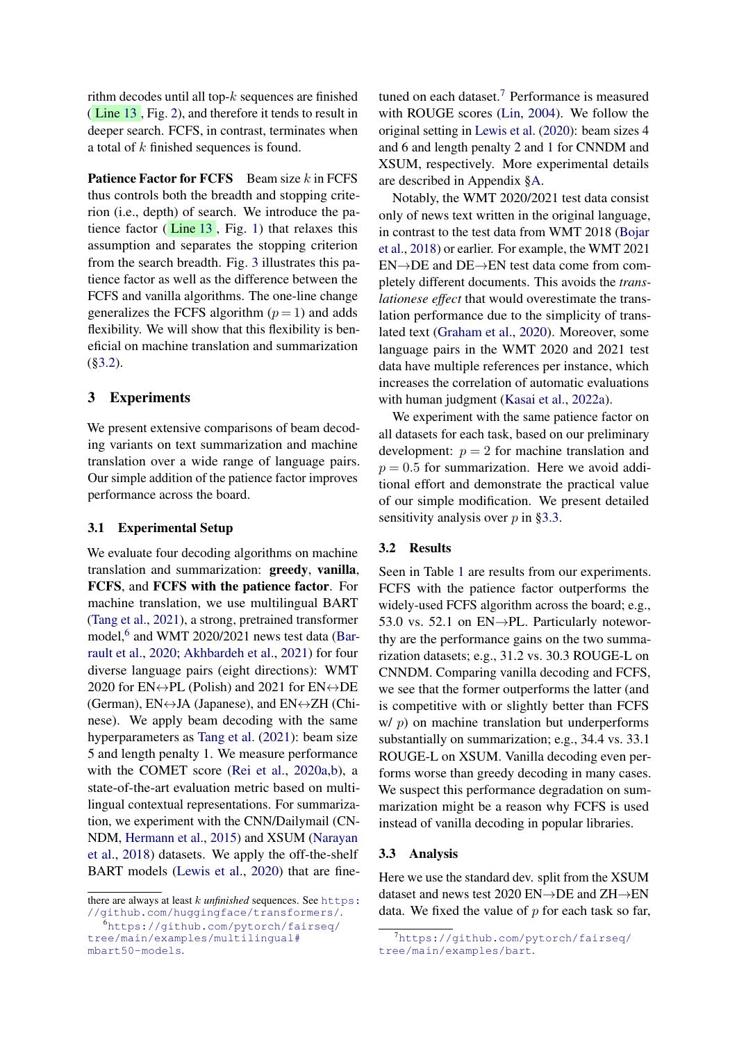rithm decodes until all top-$k$ sequences are finished ( Line 13 , Fig. 2), and therefore it tends to result in deeper search. FCFS, in contrast, terminates when a total of $k$ finished sequences is found.

**Patience Factor for FCFS** Beam size $k$ in FCFS thus controls both the breadth and stopping criterion (i.e., depth) of search. We introduce the patience factor ( Line 13 , Fig. 1) that relaxes this assumption and separates the stopping criterion from the search breadth. Fig. 3 illustrates this patience factor as well as the difference between the FCFS and vanilla algorithms. The one-line change generalizes the FCFS algorithm ($p=1$) and adds flexibility. We will show that this flexibility is beneficial on machine translation and summarization (§3.2).

## 3 Experiments

We present extensive comparisons of beam decoding variants on text summarization and machine translation over a wide range of language pairs. Our simple addition of the patience factor improves performance across the board.

### 3.1 Experimental Setup

We evaluate four decoding algorithms on machine translation and summarization: **greedy**, **vanilla**, **FCFS**, and **FCFS with the patience factor**. For machine translation, we use multilingual BART (Tang et al., 2021), a strong, pretrained transformer model,[6] and WMT 2020/2021 news test data (Barrault et al., 2020; Akhbardeh et al., 2021) for four diverse language pairs (eight directions): WMT 2020 for EN↔PL (Polish) and 2021 for EN↔DE (German), EN↔JA (Japanese), and EN↔ZH (Chinese). We apply beam decoding with the same hyperparameters as Tang et al. (2021): beam size 5 and length penalty 1. We measure performance with the COMET score (Rei et al., 2020a,b), a state-of-the-art evaluation metric based on multilingual contextual representations. For summarization, we experiment with the CNN/Dailymail (CNNDM, Hermann et al., 2015) and XSUM (Narayan et al., 2018) datasets. We apply the off-the-shelf BART models (Lewis et al., 2020) that are fine-tuned on each dataset.[7] Performance is measured with ROUGE scores (Lin, 2004). We follow the original setting in Lewis et al. (2020): beam sizes 4 and 6 and length penalty 2 and 1 for CNNDM and XSUM, respectively. More experimental details are described in Appendix §A.

Notably, the WMT 2020/2021 test data consist only of news text written in the original language, in contrast to the test data from WMT 2018 (Bojar et al., 2018) or earlier. For example, the WMT 2021 EN→DE and DE→EN test data come from completely different documents. This avoids the *translationese effect* that would overestimate the translation performance due to the simplicity of translated text (Graham et al., 2020). Moreover, some language pairs in the WMT 2020 and 2021 test data have multiple references per instance, which increases the correlation of automatic evaluations with human judgment (Kasai et al., 2022a).

We experiment with the same patience factor on all datasets for each task, based on our preliminary development: $p=2$ for machine translation and $p=0.5$ for summarization. Here we avoid additional effort and demonstrate the practical value of our simple modification. We present detailed sensitivity analysis over $p$ in §3.3.

### 3.2 Results

Seen in Table 1 are results from our experiments. FCFS with the patience factor outperforms the widely-used FCFS algorithm across the board; e.g., 53.0 vs. 52.1 on EN→PL. Particularly noteworthy are the performance gains on the two summarization datasets; e.g., 31.2 vs. 30.3 ROUGE-L on CNNDM. Comparing vanilla decoding and FCFS, we see that the former outperforms the latter (and is competitive with or slightly better than FCFS w/ $p$) on machine translation but underperforms substantially on summarization; e.g., 34.4 vs. 33.1 ROUGE-L on XSUM. Vanilla decoding even performs worse than greedy decoding in many cases. We suspect this performance degradation on summarization might be a reason why FCFS is used instead of vanilla decoding in popular libraries.

### 3.3 Analysis

Here we use the standard dev. split from the XSUM dataset and news test 2020 EN→DE and ZH→EN data. We fixed the value of $p$ for each task so far,

there are always at least $k$ *unfinished* sequences. See https://github.com/huggingface/transformers/.

[6] https://github.com/pytorch/fairseq/tree/main/examples/multilingual#mbart50-models.

[7] https://github.com/pytorch/fairseq/tree/main/examples/bart.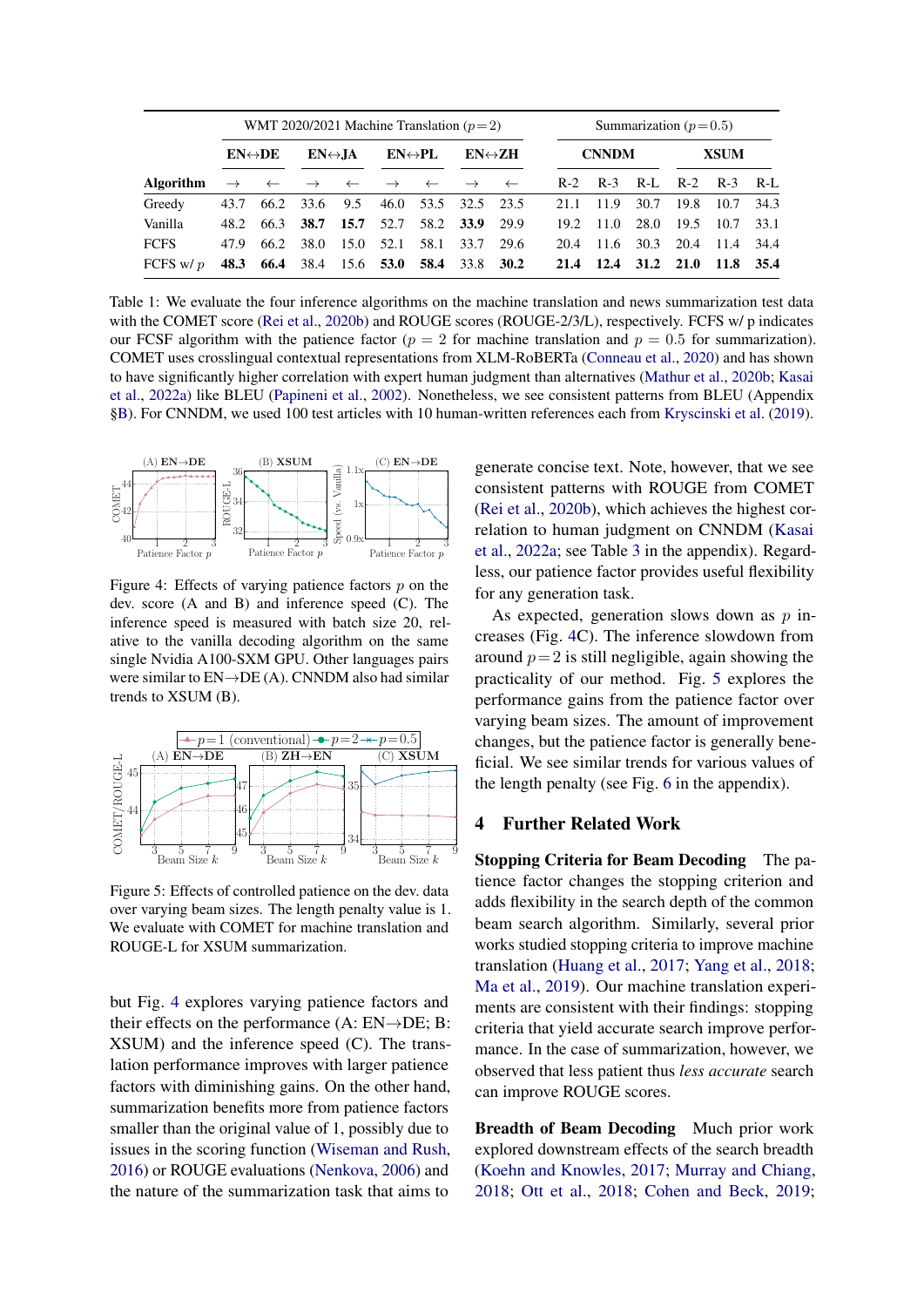| | WMT 2020/2021 Machine Translation ($p=2$) | | | | | | | | Summarization ($p=0.5$) | | | | | |
|---|---|---|---|---|---|---|---|---|---|---|---|---|---|---|
| | **EN↔DE** | | **EN↔JA** | | **EN↔PL** | | **EN↔ZH** | | **CNNDM** | | | **XSUM** | | |
| **Algorithm** | → | ← | → | ← | → | ← | → | ← | R-2 | R-3 | R-L | R-2 | R-3 | R-L |
| Greedy | 43.7 | 66.2 | 33.6 | 9.5 | 46.0 | 53.5 | 32.5 | 23.5 | 21.1 | 11.9 | 30.7 | 19.8 | 10.7 | 34.3 |
| Vanilla | 48.2 | 66.3 | **38.7** | **15.7** | 52.7 | 58.2 | **33.9** | 29.9 | 19.2 | 11.0 | 28.0 | 19.5 | 10.7 | 33.1 |
| FCFS | 47.9 | 66.2 | 38.0 | 15.0 | 52.1 | 58.1 | 33.7 | 29.6 | 20.4 | 11.6 | 30.3 | 20.4 | 11.4 | 34.4 |
| FCFS w/ $p$ | **48.3** | **66.4** | 38.4 | 15.6 | **53.0** | **58.4** | 33.8 | **30.2** | **21.4** | **12.4** | **31.2** | **21.0** | **11.8** | **35.4** |

Table 1: We evaluate the four inference algorithms on the machine translation and news summarization test data with the COMET score (Rei et al., 2020b) and ROUGE scores (ROUGE-2/3/L), respectively. FCFS w/ p indicates our FCSF algorithm with the patience factor ($p = 2$ for machine translation and $p = 0.5$ for summarization). COMET uses crosslingual contextual representations from XLM-RoBERTa (Conneau et al., 2020) and has shown to have significantly higher correlation with expert human judgment than alternatives (Mathur et al., 2020b; Kasai et al., 2022a) like BLEU (Papineni et al., 2002). Nonetheless, we see consistent patterns from BLEU (Appendix §B). For CNNDM, we used 100 test articles with 10 human-written references each from Kryscinski et al. (2019).

Figure 4: Effects of varying patience factors $p$ on the dev. score (A and B) and inference speed (C). The inference speed is measured with batch size 20, relative to the vanilla decoding algorithm on the same single Nvidia A100-SXM GPU. Other languages pairs were similar to EN→DE (A). CNNDM also had similar trends to XSUM (B).

Figure 5: Effects of controlled patience on the dev. data over varying beam sizes. The length penalty value is 1. We evaluate with COMET for machine translation and ROUGE-L for XSUM summarization.

but Fig. 4 explores varying patience factors and their effects on the performance (A: EN→DE; B: XSUM) and the inference speed (C). The translation performance improves with larger patience factors with diminishing gains. On the other hand, summarization benefits more from patience factors smaller than the original value of 1, possibly due to issues in the scoring function (Wiseman and Rush, 2016) or ROUGE evaluations (Nenkova, 2006) and the nature of the summarization task that aims to generate concise text. Note, however, that we see consistent patterns with ROUGE from COMET (Rei et al., 2020b), which achieves the highest correlation to human judgment on CNNDM (Kasai et al., 2022a; see Table 3 in the appendix). Regardless, our patience factor provides useful flexibility for any generation task.

As expected, generation slows down as $p$ increases (Fig. 4C). The inference slowdown from around $p=2$ is still negligible, again showing the practicality of our method. Fig. 5 explores the performance gains from the patience factor over varying beam sizes. The amount of improvement changes, but the patience factor is generally beneficial. We see similar trends for various values of the length penalty (see Fig. 6 in the appendix).

## 4 Further Related Work

**Stopping Criteria for Beam Decoding** The patience factor changes the stopping criterion and adds flexibility in the search depth of the common beam search algorithm. Similarly, several prior works studied stopping criteria to improve machine translation (Huang et al., 2017; Yang et al., 2018; Ma et al., 2019). Our machine translation experiments are consistent with their findings: stopping criteria that yield accurate search improve performance. In the case of summarization, however, we observed that less patient thus *less accurate* search can improve ROUGE scores.

**Breadth of Beam Decoding** Much prior work explored downstream effects of the search breadth (Koehn and Knowles, 2017; Murray and Chiang, 2018; Ott et al., 2018; Cohen and Beck, 2019;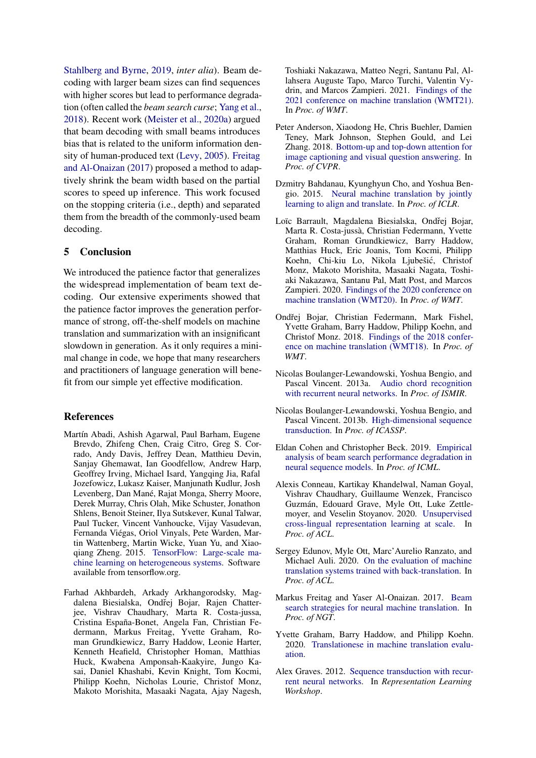Stahlberg and Byrne, 2019, *inter alia*). Beam decoding with larger beam sizes can find sequences with higher scores but lead to performance degradation (often called the *beam search curse*; Yang et al., 2018). Recent work (Meister et al., 2020a) argued that beam decoding with small beams introduces bias that is related to the uniform information density of human-produced text (Levy, 2005). Freitag and Al-Onaizan (2017) proposed a method to adaptively shrink the beam width based on the partial scores to speed up inference. This work focused on the stopping criteria (i.e., depth) and separated them from the breadth of the commonly-used beam decoding.

## 5 Conclusion

We introduced the patience factor that generalizes the widespread implementation of beam text decoding. Our extensive experiments showed that the patience factor improves the generation performance of strong, off-the-shelf models on machine translation and summarization with an insignificant slowdown in generation. As it only requires a minimal change in code, we hope that many researchers and practitioners of language generation will benefit from our simple yet effective modification.

## References

Martín Abadi, Ashish Agarwal, Paul Barham, Eugene Brevdo, Zhifeng Chen, Craig Citro, Greg S. Corrado, Andy Davis, Jeffrey Dean, Matthieu Devin, Sanjay Ghemawat, Ian Goodfellow, Andrew Harp, Geoffrey Irving, Michael Isard, Yangqing Jia, Rafal Jozefowicz, Lukasz Kaiser, Manjunath Kudlur, Josh Levenberg, Dan Mané, Rajat Monga, Sherry Moore, Derek Murray, Chris Olah, Mike Schuster, Jonathon Shlens, Benoit Steiner, Ilya Sutskever, Kunal Talwar, Paul Tucker, Vincent Vanhoucke, Vijay Vasudevan, Fernanda Viégas, Oriol Vinyals, Pete Warden, Martin Wattenberg, Martin Wicke, Yuan Yu, and Xiaoqiang Zheng. 2015. TensorFlow: Large-scale machine learning on heterogeneous systems. Software available from tensorflow.org.

Farhad Akhbardeh, Arkady Arkhangorodsky, Magdalena Biesialska, Ondřej Bojar, Rajen Chatterjee, Vishrav Chaudhary, Marta R. Costa-jussa, Cristina España-Bonet, Angela Fan, Christian Federmann, Markus Freitag, Yvette Graham, Roman Grundkiewicz, Barry Haddow, Leonie Harter, Kenneth Heafield, Christopher Homan, Matthias Huck, Kwabena Amponsah-Kaakyire, Jungo Kasai, Daniel Khashabi, Kevin Knight, Tom Kocmi, Philipp Koehn, Nicholas Lourie, Christof Monz, Makoto Morishita, Masaaki Nagata, Ajay Nagesh, Toshiaki Nakazawa, Matteo Negri, Santanu Pal, Allahsera Auguste Tapo, Marco Turchi, Valentin Vydrin, and Marcos Zampieri. 2021. Findings of the 2021 conference on machine translation (WMT21). In *Proc. of WMT*.

Peter Anderson, Xiaodong He, Chris Buehler, Damien Teney, Mark Johnson, Stephen Gould, and Lei Zhang. 2018. Bottom-up and top-down attention for image captioning and visual question answering. In *Proc. of CVPR*.

Dzmitry Bahdanau, Kyunghyun Cho, and Yoshua Bengio. 2015. Neural machine translation by jointly learning to align and translate. In *Proc. of ICLR*.

Loïc Barrault, Magdalena Biesialska, Ondřej Bojar, Marta R. Costa-jussà, Christian Federmann, Yvette Graham, Roman Grundkiewicz, Barry Haddow, Matthias Huck, Eric Joanis, Tom Kocmi, Philipp Koehn, Chi-kiu Lo, Nikola Ljubešić, Christof Monz, Makoto Morishita, Masaaki Nagata, Toshiaki Nakazawa, Santanu Pal, Matt Post, and Marcos Zampieri. 2020. Findings of the 2020 conference on machine translation (WMT20). In *Proc. of WMT*.

Ondřej Bojar, Christian Federmann, Mark Fishel, Yvette Graham, Barry Haddow, Philipp Koehn, and Christof Monz. 2018. Findings of the 2018 conference on machine translation (WMT18). In *Proc. of WMT*.

Nicolas Boulanger-Lewandowski, Yoshua Bengio, and Pascal Vincent. 2013a. Audio chord recognition with recurrent neural networks. In *Proc. of ISMIR*.

Nicolas Boulanger-Lewandowski, Yoshua Bengio, and Pascal Vincent. 2013b. High-dimensional sequence transduction. In *Proc. of ICASSP*.

Eldan Cohen and Christopher Beck. 2019. Empirical analysis of beam search performance degradation in neural sequence models. In *Proc. of ICML*.

Alexis Conneau, Kartikay Khandelwal, Naman Goyal, Vishrav Chaudhary, Guillaume Wenzek, Francisco Guzmán, Edouard Grave, Myle Ott, Luke Zettlemoyer, and Veselin Stoyanov. 2020. Unsupervised cross-lingual representation learning at scale. In *Proc. of ACL*.

Sergey Edunov, Myle Ott, Marc'Aurelio Ranzato, and Michael Auli. 2020. On the evaluation of machine translation systems trained with back-translation. In *Proc. of ACL*.

Markus Freitag and Yaser Al-Onaizan. 2017. Beam search strategies for neural machine translation. In *Proc. of NGT*.

Yvette Graham, Barry Haddow, and Philipp Koehn. 2020. Translationese in machine translation evaluation.

Alex Graves. 2012. Sequence transduction with recurrent neural networks. In *Representation Learning Workshop*.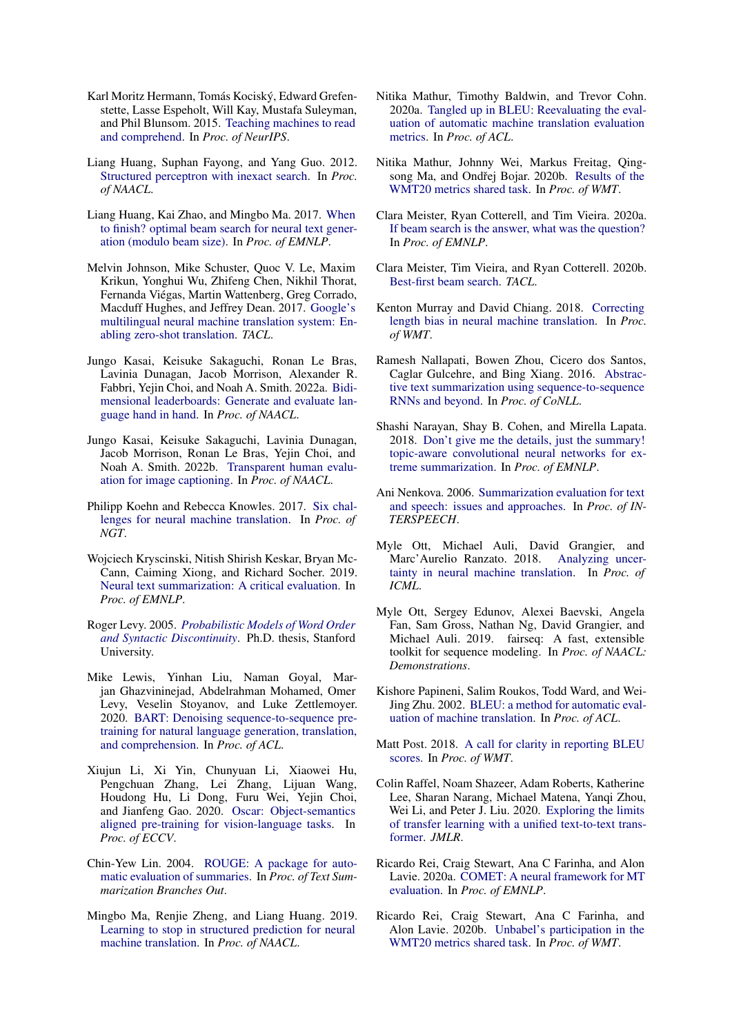Karl Moritz Hermann, Tomás Kociský, Edward Grefenstette, Lasse Espeholt, Will Kay, Mustafa Suleyman, and Phil Blunsom. 2015. Teaching machines to read and comprehend. In *Proc. of NeurIPS*.

Liang Huang, Suphan Fayong, and Yang Guo. 2012. Structured perceptron with inexact search. In *Proc. of NAACL*.

Liang Huang, Kai Zhao, and Mingbo Ma. 2017. When to finish? optimal beam search for neural text generation (modulo beam size). In *Proc. of EMNLP*.

Melvin Johnson, Mike Schuster, Quoc V. Le, Maxim Krikun, Yonghui Wu, Zhifeng Chen, Nikhil Thorat, Fernanda Viégas, Martin Wattenberg, Greg Corrado, Macduff Hughes, and Jeffrey Dean. 2017. Google's multilingual neural machine translation system: Enabling zero-shot translation. *TACL*.

Jungo Kasai, Keisuke Sakaguchi, Ronan Le Bras, Lavinia Dunagan, Jacob Morrison, Alexander R. Fabbri, Yejin Choi, and Noah A. Smith. 2022a. Bidimensional leaderboards: Generate and evaluate language hand in hand. In *Proc. of NAACL*.

Jungo Kasai, Keisuke Sakaguchi, Lavinia Dunagan, Jacob Morrison, Ronan Le Bras, Yejin Choi, and Noah A. Smith. 2022b. Transparent human evaluation for image captioning. In *Proc. of NAACL*.

Philipp Koehn and Rebecca Knowles. 2017. Six challenges for neural machine translation. In *Proc. of NGT*.

Wojciech Kryscinski, Nitish Shirish Keskar, Bryan McCann, Caiming Xiong, and Richard Socher. 2019. Neural text summarization: A critical evaluation. In *Proc. of EMNLP*.

Roger Levy. 2005. *Probabilistic Models of Word Order and Syntactic Discontinuity*. Ph.D. thesis, Stanford University.

Mike Lewis, Yinhan Liu, Naman Goyal, Marjan Ghazvininejad, Abdelrahman Mohamed, Omer Levy, Veselin Stoyanov, and Luke Zettlemoyer. 2020. BART: Denoising sequence-to-sequence pretraining for natural language generation, translation, and comprehension. In *Proc. of ACL*.

Xiujun Li, Xi Yin, Chunyuan Li, Xiaowei Hu, Pengchuan Zhang, Lei Zhang, Lijuan Wang, Houdong Hu, Li Dong, Furu Wei, Yejin Choi, and Jianfeng Gao. 2020. Oscar: Object-semantics aligned pre-training for vision-language tasks. In *Proc. of ECCV*.

Chin-Yew Lin. 2004. ROUGE: A package for automatic evaluation of summaries. In *Proc. of Text Summarization Branches Out*.

Mingbo Ma, Renjie Zheng, and Liang Huang. 2019. Learning to stop in structured prediction for neural machine translation. In *Proc. of NAACL*.

Nitika Mathur, Timothy Baldwin, and Trevor Cohn. 2020a. Tangled up in BLEU: Reevaluating the evaluation of automatic machine translation evaluation metrics. In *Proc. of ACL*.

Nitika Mathur, Johnny Wei, Markus Freitag, Qingsong Ma, and Ondřej Bojar. 2020b. Results of the WMT20 metrics shared task. In *Proc. of WMT*.

Clara Meister, Ryan Cotterell, and Tim Vieira. 2020a. If beam search is the answer, what was the question? In *Proc. of EMNLP*.

Clara Meister, Tim Vieira, and Ryan Cotterell. 2020b. Best-first beam search. *TACL*.

Kenton Murray and David Chiang. 2018. Correcting length bias in neural machine translation. In *Proc. of WMT*.

Ramesh Nallapati, Bowen Zhou, Cicero dos Santos, Caglar Gulcehre, and Bing Xiang. 2016. Abstractive text summarization using sequence-to-sequence RNNs and beyond. In *Proc. of CoNLL*.

Shashi Narayan, Shay B. Cohen, and Mirella Lapata. 2018. Don't give me the details, just the summary! topic-aware convolutional neural networks for extreme summarization. In *Proc. of EMNLP*.

Ani Nenkova. 2006. Summarization evaluation for text and speech: issues and approaches. In *Proc. of INTERSPEECH*.

Myle Ott, Michael Auli, David Grangier, and Marc'Aurelio Ranzato. 2018. Analyzing uncertainty in neural machine translation. In *Proc. of ICML*.

Myle Ott, Sergey Edunov, Alexei Baevski, Angela Fan, Sam Gross, Nathan Ng, David Grangier, and Michael Auli. 2019. fairseq: A fast, extensible toolkit for sequence modeling. In *Proc. of NAACL: Demonstrations*.

Kishore Papineni, Salim Roukos, Todd Ward, and Wei-Jing Zhu. 2002. BLEU: a method for automatic evaluation of machine translation. In *Proc. of ACL*.

Matt Post. 2018. A call for clarity in reporting BLEU scores. In *Proc. of WMT*.

Colin Raffel, Noam Shazeer, Adam Roberts, Katherine Lee, Sharan Narang, Michael Matena, Yanqi Zhou, Wei Li, and Peter J. Liu. 2020. Exploring the limits of transfer learning with a unified text-to-text transformer. *JMLR*.

Ricardo Rei, Craig Stewart, Ana C Farinha, and Alon Lavie. 2020a. COMET: A neural framework for MT evaluation. In *Proc. of EMNLP*.

Ricardo Rei, Craig Stewart, Ana C Farinha, and Alon Lavie. 2020b. Unbabel's participation in the WMT20 metrics shared task. In *Proc. of WMT*.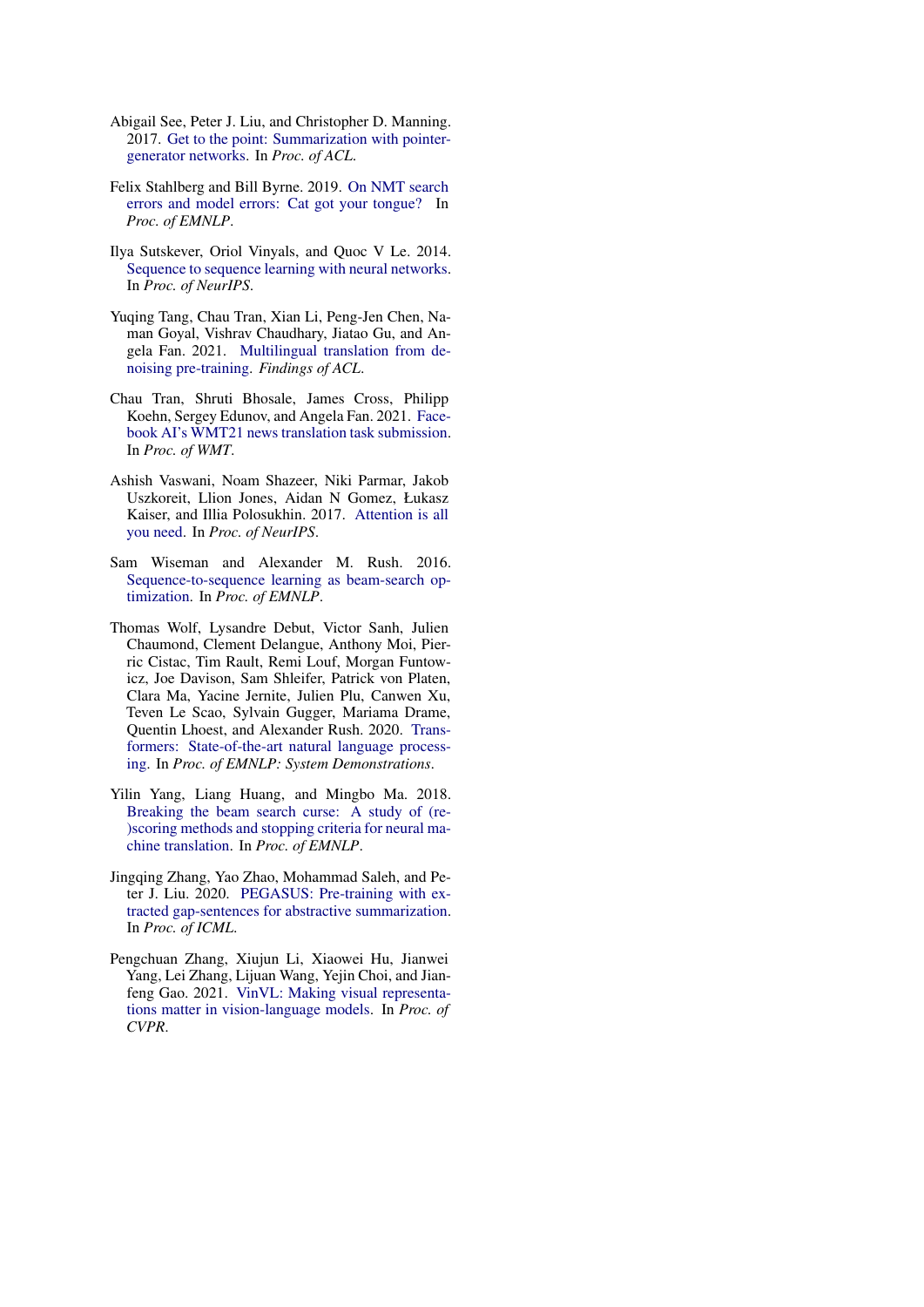Abigail See, Peter J. Liu, and Christopher D. Manning. 2017. Get to the point: Summarization with pointer-generator networks. In *Proc. of ACL*.

Felix Stahlberg and Bill Byrne. 2019. On NMT search errors and model errors: Cat got your tongue? In *Proc. of EMNLP*.

Ilya Sutskever, Oriol Vinyals, and Quoc V Le. 2014. Sequence to sequence learning with neural networks. In *Proc. of NeurIPS*.

Yuqing Tang, Chau Tran, Xian Li, Peng-Jen Chen, Naman Goyal, Vishrav Chaudhary, Jiatao Gu, and Angela Fan. 2021. Multilingual translation from denoising pre-training. *Findings of ACL*.

Chau Tran, Shruti Bhosale, James Cross, Philipp Koehn, Sergey Edunov, and Angela Fan. 2021. Facebook AI's WMT21 news translation task submission. In *Proc. of WMT*.

Ashish Vaswani, Noam Shazeer, Niki Parmar, Jakob Uszkoreit, Llion Jones, Aidan N Gomez, Łukasz Kaiser, and Illia Polosukhin. 2017. Attention is all you need. In *Proc. of NeurIPS*.

Sam Wiseman and Alexander M. Rush. 2016. Sequence-to-sequence learning as beam-search optimization. In *Proc. of EMNLP*.

Thomas Wolf, Lysandre Debut, Victor Sanh, Julien Chaumond, Clement Delangue, Anthony Moi, Pierric Cistac, Tim Rault, Remi Louf, Morgan Funtowicz, Joe Davison, Sam Shleifer, Patrick von Platen, Clara Ma, Yacine Jernite, Julien Plu, Canwen Xu, Teven Le Scao, Sylvain Gugger, Mariama Drame, Quentin Lhoest, and Alexander Rush. 2020. Transformers: State-of-the-art natural language processing. In *Proc. of EMNLP: System Demonstrations*.

Yilin Yang, Liang Huang, and Mingbo Ma. 2018. Breaking the beam search curse: A study of (re-)scoring methods and stopping criteria for neural machine translation. In *Proc. of EMNLP*.

Jingqing Zhang, Yao Zhao, Mohammad Saleh, and Peter J. Liu. 2020. PEGASUS: Pre-training with extracted gap-sentences for abstractive summarization. In *Proc. of ICML*.

Pengchuan Zhang, Xiujun Li, Xiaowei Hu, Jianwei Yang, Lei Zhang, Lijuan Wang, Yejin Choi, and Jianfeng Gao. 2021. VinVL: Making visual representations matter in vision-language models. In *Proc. of CVPR*.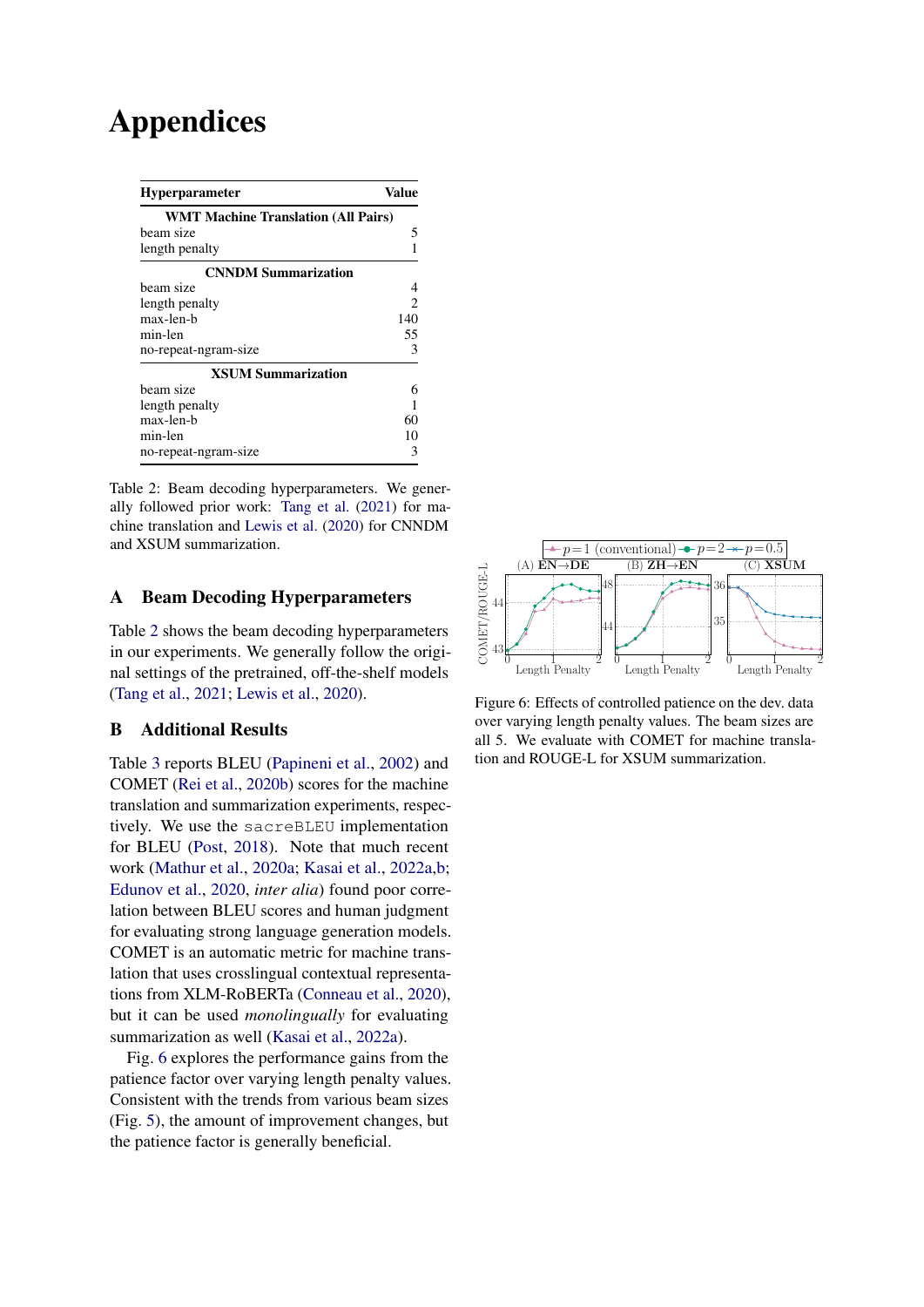# Appendices

| Hyperparameter | Value |
|---|---|
| **WMT Machine Translation (All Pairs)** | |
| beam size | 5 |
| length penalty | 1 |
| **CNNDM Summarization** | |
| beam size | 4 |
| length penalty | 2 |
| max-len-b | 140 |
| min-len | 55 |
| no-repeat-ngram-size | 3 |
| **XSUM Summarization** | |
| beam size | 6 |
| length penalty | 1 |
| max-len-b | 60 |
| min-len | 10 |
| no-repeat-ngram-size | 3 |

Table 2: Beam decoding hyperparameters. We generally followed prior work: Tang et al. (2021) for machine translation and Lewis et al. (2020) for CNNDM and XSUM summarization.

## A Beam Decoding Hyperparameters

Table 2 shows the beam decoding hyperparameters in our experiments. We generally follow the original settings of the pretrained, off-the-shelf models (Tang et al., 2021; Lewis et al., 2020).

## B Additional Results

Table 3 reports BLEU (Papineni et al., 2002) and COMET (Rei et al., 2020b) scores for the machine translation and summarization experiments, respectively. We use the sacreBLEU implementation for BLEU (Post, 2018). Note that much recent work (Mathur et al., 2020a; Kasai et al., 2022a,b; Edunov et al., 2020, *inter alia*) found poor correlation between BLEU scores and human judgment for evaluating strong language generation models. COMET is an automatic metric for machine translation that uses crosslingual contextual representations from XLM-RoBERTa (Conneau et al., 2020), but it can be used *monolingually* for evaluating summarization as well (Kasai et al., 2022a).

Fig. 6 explores the performance gains from the patience factor over varying length penalty values. Consistent with the trends from various beam sizes (Fig. 5), the amount of improvement changes, but the patience factor is generally beneficial.

Figure 6: Effects of controlled patience on the dev. data over varying length penalty values. The beam sizes are all 5. We evaluate with COMET for machine translation and ROUGE-L for XSUM summarization.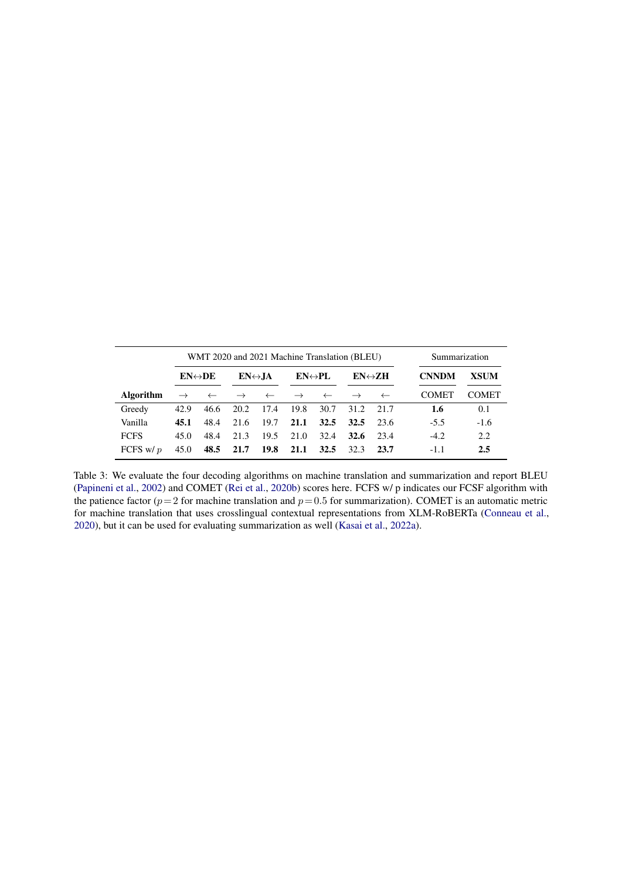| | WMT 2020 and 2021 Machine Translation (BLEU) | | | | | | | | Summarization | |
|---|---|---|---|---|---|---|---|---|---|---|
| | **EN↔DE** | | **EN↔JA** | | **EN↔PL** | | **EN↔ZH** | | **CNNDM** | **XSUM** |
| **Algorithm** | → | ← | → | ← | → | ← | → | ← | COMET | COMET |
| Greedy | 42.9 | 46.6 | 20.2 | 17.4 | 19.8 | 30.7 | 31.2 | 21.7 | **1.6** | 0.1 |
| Vanilla | **45.1** | 48.4 | 21.6 | 19.7 | **21.1** | **32.5** | **32.5** | 23.6 | -5.5 | -1.6 |
| FCFS | 45.0 | 48.4 | 21.3 | 19.5 | 21.0 | 32.4 | **32.6** | 23.4 | -4.2 | 2.2 |
| FCFS w/ $p$ | 45.0 | **48.5** | **21.7** | **19.8** | **21.1** | **32.5** | 32.3 | **23.7** | -1.1 | **2.5** |

Table 3: We evaluate the four decoding algorithms on machine translation and summarization and report BLEU (Papineni et al., 2002) and COMET (Rei et al., 2020b) scores here. FCFS w/ p indicates our FCSF algorithm with the patience factor ($p=2$ for machine translation and $p=0.5$ for summarization). COMET is an automatic metric for machine translation that uses crosslingual contextual representations from XLM-RoBERTa (Conneau et al., 2020), but it can be used for evaluating summarization as well (Kasai et al., 2022a).